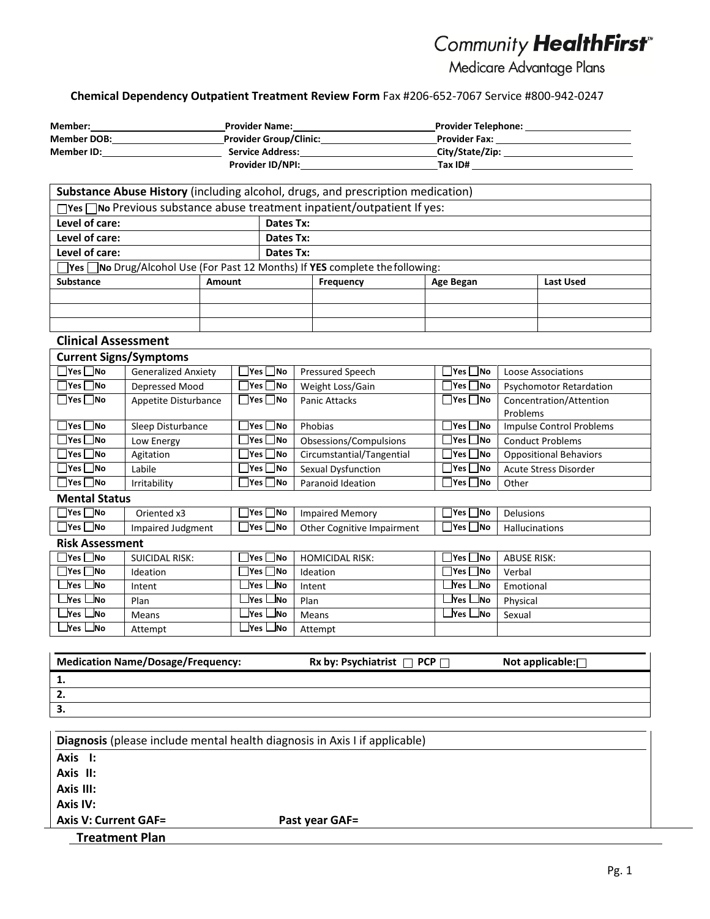Community **HealthFirst**™
Medicare Advantage Plans

**Chemical Dependency Outpatient Treatment Review Form** Fax #206-652-7067 Service #800-942-0247

| | | |
|---|---|---|
| **Member:** | **Provider Name:** | **Provider Telephone:** |
| **Member DOB:** | **Provider Group/Clinic:** | **Provider Fax:** |
| **Member ID:** | **Service Address:** | **City/State/Zip:** |
| | **Provider ID/NPI:** | **Tax ID#** |

| **Substance Abuse History** (including alcohol, drugs, and prescription medication) | |
|---|---|
| ☐ **Yes** ☐ **No** Previous substance abuse treatment inpatient/outpatient If yes: | |
| **Level of care:** | **Dates Tx:** |
| **Level of care:** | **Dates Tx:** |
| **Level of care:** | **Dates Tx:** |
| ☐ **Yes** ☐ **No** Drug/Alcohol Use (For Past 12 Months) If **YES** complete the following: | |

| **Substance** | **Amount** | **Frequency** | **Age Began** | **Last Used** |
|---|---|---|---|---|
| | | | | |
| | | | | |
| | | | | |

## Clinical Assessment

### Current Signs/Symptoms

| | | | | | |
|---|---|---|---|---|---|
| ☐ Yes ☐ No | Generalized Anxiety | ☐ Yes ☐ No | Pressured Speech | ☐ Yes ☐ No | Loose Associations |
| ☐ Yes ☐ No | Depressed Mood | ☐ Yes ☐ No | Weight Loss/Gain | ☐ Yes ☐ No | Psychomotor Retardation |
| ☐ Yes ☐ No | Appetite Disturbance | ☐ Yes ☐ No | Panic Attacks | ☐ Yes ☐ No | Concentration/Attention Problems |
| ☐ Yes ☐ No | Sleep Disturbance | ☐ Yes ☐ No | Phobias | ☐ Yes ☐ No | Impulse Control Problems |
| ☐ Yes ☐ No | Low Energy | ☐ Yes ☐ No | Obsessions/Compulsions | ☐ Yes ☐ No | Conduct Problems |
| ☐ Yes ☐ No | Agitation | ☐ Yes ☐ No | Circumstantial/Tangential | ☐ Yes ☐ No | Oppositional Behaviors |
| ☐ Yes ☐ No | Labile | ☐ Yes ☐ No | Sexual Dysfunction | ☐ Yes ☐ No | Acute Stress Disorder |
| ☐ Yes ☐ No | Irritability | ☐ Yes ☐ No | Paranoid Ideation | ☐ Yes ☐ No | Other |

### Mental Status

| | | | | | |
|---|---|---|---|---|---|
| ☐ Yes ☐ No | Oriented x3 | ☐ Yes ☐ No | Impaired Memory | ☐ Yes ☐ No | Delusions |
| ☐ Yes ☐ No | Impaired Judgment | ☐ Yes ☐ No | Other Cognitive Impairment | ☐ Yes ☐ No | Hallucinations |

### Risk Assessment

| | | | | | |
|---|---|---|---|---|---|
| ☐ Yes ☐ No | SUICIDAL RISK: | ☐ Yes ☐ No | HOMICIDAL RISK: | ☐ Yes ☐ No | ABUSE RISK: |
| ☐ Yes ☐ No | Ideation | ☐ Yes ☐ No | Ideation | ☐ Yes ☐ No | Verbal |
| ☐ Yes ☐ No | Intent | ☐ Yes ☐ No | Intent | ☐ Yes ☐ No | Emotional |
| ☐ Yes ☐ No | Plan | ☐ Yes ☐ No | Plan | ☐ Yes ☐ No | Physical |
| ☐ Yes ☐ No | Means | ☐ Yes ☐ No | Means | ☐ Yes ☐ No | Sexual |
| ☐ Yes ☐ No | Attempt | ☐ Yes ☐ No | Attempt | | |

| **Medication Name/Dosage/Frequency:** | **Rx by: Psychiatrist** ☐ **PCP** ☐ | **Not applicable:** ☐ |
|---|---|---|
| **1.** | | |
| **2.** | | |
| **3.** | | |

**Diagnosis** (please include mental health diagnosis in Axis I if applicable)

**Axis I:**

**Axis II:**

**Axis III:**

**Axis IV:**

**Axis V: Current GAF=** **Past year GAF=**

## Treatment Plan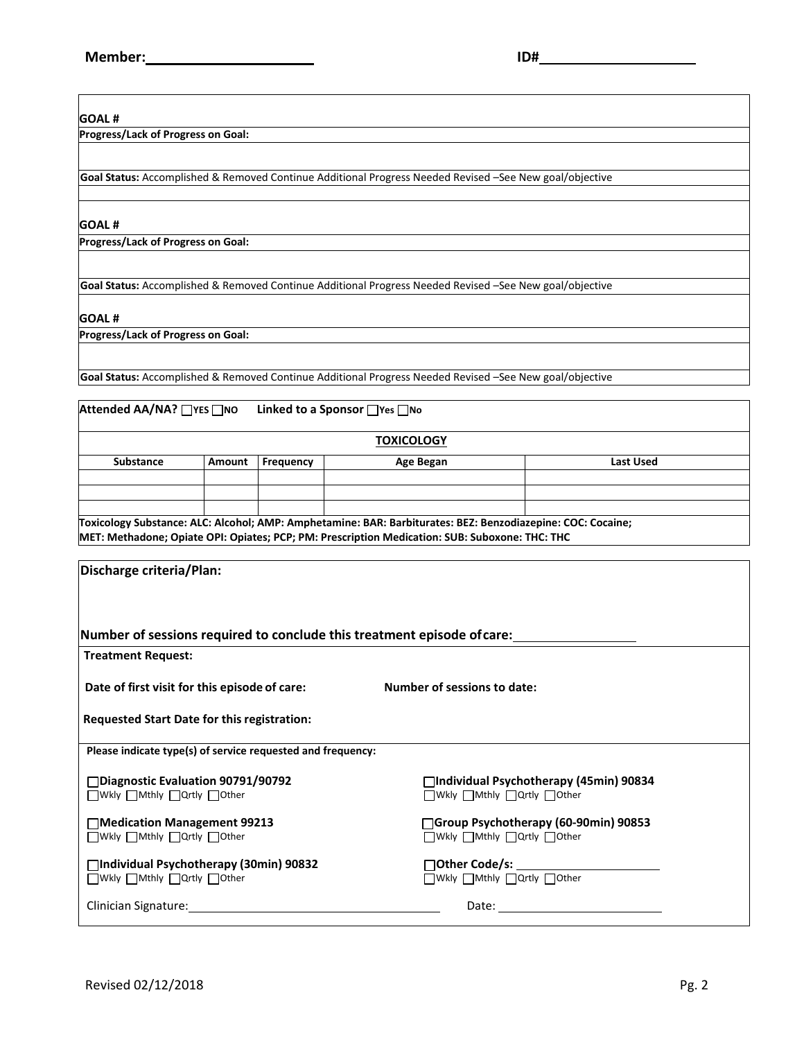**Member:**\_\_\_\_\_\_\_\_\_\_\_\_\_\_\_\_\_\_\_\_ **ID#**\_\_\_\_\_\_\_\_\_\_\_\_\_\_\_\_\_\_\_\_

**GOAL #**

**Progress/Lack of Progress on Goal:**

**Goal Status:** Accomplished & Removed Continue Additional Progress Needed Revised –See New goal/objective

**GOAL #**

**Progress/Lack of Progress on Goal:**

**Goal Status:** Accomplished & Removed Continue Additional Progress Needed Revised –See New goal/objective

**GOAL #**

**Progress/Lack of Progress on Goal:**

**Goal Status:** Accomplished & Removed Continue Additional Progress Needed Revised –See New goal/objective

**Attended AA/NA?** ☐ **YES** ☐ **NO** **Linked to a Sponsor** ☐ **Yes** ☐ **No**

**TOXICOLOGY**

| Substance | Amount | Frequency | Age Began | Last Used |
|---|---|---|---|---|
| | | | | |
| | | | | |
| | | | | |

**Toxicology Substance: ALC: Alcohol; AMP: Amphetamine: BAR: Barbiturates: BEZ: Benzodiazepine: COC: Cocaine; MET: Methadone; Opiate OPI: Opiates; PCP; PM: Prescription Medication: SUB: Suboxone: THC: THC**

**Discharge criteria/Plan:**

**Number of sessions required to conclude this treatment episode of care:**\_\_\_\_\_\_\_\_\_\_\_\_\_\_\_\_

**Treatment Request:**

**Date of first visit for this episode of care:** **Number of sessions to date:**

**Requested Start Date for this registration:**

**Please indicate type(s) of service requested and frequency:**

☐ **Diagnostic Evaluation 90791/90792**
☐ Wkly ☐ Mthly ☐ Qrtly ☐ Other

☐ **Individual Psychotherapy (45min) 90834**
☐ Wkly ☐ Mthly ☐ Qrtly ☐ Other

☐ **Medication Management 99213**
☐ Wkly ☐ Mthly ☐ Qrtly ☐ Other

☐ **Group Psychotherapy (60-90min) 90853**
☐ Wkly ☐ Mthly ☐ Qrtly ☐ Other

☐ **Individual Psychotherapy (30min) 90832**
☐ Wkly ☐ Mthly ☐ Qrtly ☐ Other

☐ **Other Code/s:** \_\_\_\_\_\_\_\_\_\_\_\_\_\_\_\_\_\_\_\_
☐ Wkly ☐ Mthly ☐ Qrtly ☐ Other

Clinician Signature:\_\_\_\_\_\_\_\_\_\_\_\_\_\_\_\_\_\_\_\_\_\_\_\_\_\_\_\_\_\_\_\_\_\_ Date: \_\_\_\_\_\_\_\_\_\_\_\_\_\_\_\_\_\_\_\_\_\_\_\_

Revised 02/12/2018